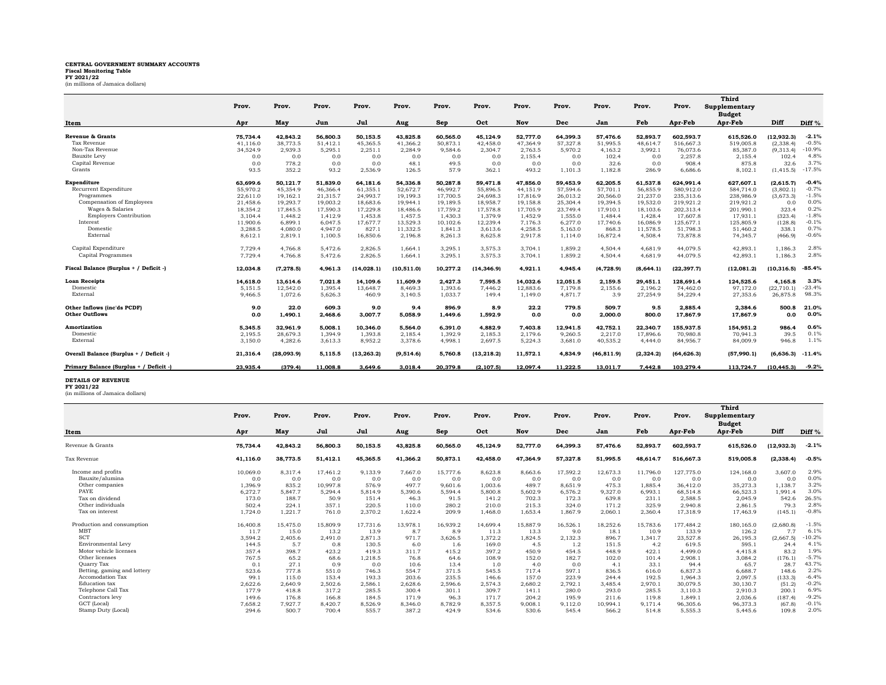**CENTRAL GOVERNMENT SUMMARY ACCOUNTS**
**Fiscal Monitoring Table**
**FY 2021/22**
(in millions of Jamaica dollars)

| Item | Prov. Apr | Prov. May | Prov. Jun | Prov. Jul | Prov. Aug | Prov. Sep | Prov. Oct | Prov. Nov | Prov. Dec | Prov. Jan | Prov. Feb | Prov. Apr-Feb | Third Supplementary Budget Apr-Feb | Diff | Diff % |
|---|---|---|---|---|---|---|---|---|---|---|---|---|---|---|---|
| **Revenue & Grants** | **75,734.4** | **42,843.2** | **56,800.3** | **50,153.5** | **43,825.8** | **60,565.0** | **45,124.9** | **52,777.0** | **64,399.3** | **57,476.6** | **52,893.7** | **602,593.7** | **615,526.0** | **(12,932.3)** | **-2.1%** |
| Tax Revenue | 41,116.0 | 38,773.5 | 51,412.1 | 45,365.5 | 41,366.2 | 50,873.1 | 42,458.0 | 47,364.9 | 57,327.8 | 51,995.5 | 48,614.7 | 516,667.3 | 519,005.8 | (2,338.4) | -0.5% |
| Non-Tax Revenue | 34,524.9 | 2,939.3 | 5,295.1 | 2,251.1 | 2,284.9 | 9,584.6 | 2,304.7 | 2,763.5 | 5,970.2 | 4,163.2 | 3,992.1 | 76,073.6 | 85,387.0 | (9,313.4) | -10.9% |
| Bauxite Levy | 0.0 | 0.0 | 0.0 | 0.0 | 0.0 | 0.0 | 0.0 | 2,155.4 | 0.0 | 102.4 | 0.0 | 2,257.8 | 2,155.4 | 102.4 | 4.8% |
| Capital Revenue | 0.0 | 778.2 | 0.0 | 0.0 | 48.1 | 49.5 | 0.0 | 0.0 | 0.0 | 32.6 | 0.0 | 908.4 | 875.8 | 32.6 | 3.7% |
| Grants | 93.5 | 352.2 | 93.2 | 2,536.9 | 126.5 | 57.9 | 362.1 | 493.2 | 1,101.3 | 1,182.8 | 286.9 | 6,686.6 | 8,102.1 | (1,415.5) | -17.5% |
| **Expenditure** | **63,699.6** | **50,121.7** | **51,839.0** | **64,181.6** | **54,336.8** | **50,287.8** | **59,471.8** | **47,856.0** | **59,453.9** | **62,205.5** | **61,537.8** | **624,991.4** | **627,607.1** | **(2,615.7)** | **-0.4%** |
| Recurrent Expenditure | 55,970.2 | 45,354.9 | 46,366.4 | 61,355.1 | 52,672.7 | 46,992.7 | 55,896.5 | 44,151.9 | 57,594.6 | 57,701.1 | 56,855.9 | 580,912.0 | 584,714.0 | (3,802.1) | -0.7% |
| Programmes | 22,611.0 | 19,162.1 | 21,315.7 | 24,993.7 | 19,199.3 | 17,700.5 | 24,698.3 | 17,816.9 | 26,013.2 | 20,566.0 | 21,237.0 | 235,313.6 | 238,986.9 | (3,673.3) | -1.5% |
| Compensation of Employees | 21,458.6 | 19,293.7 | 19,003.2 | 18,683.6 | 19,944.1 | 19,189.5 | 18,958.7 | 19,158.8 | 25,304.4 | 19,394.5 | 19,532.0 | 219,921.2 | 219,921.2 | 0.0 | 0.0% |
| Wages & Salaries | 18,354.2 | 17,845.5 | 17,590.3 | 17,229.8 | 18,486.6 | 17,759.2 | 17,578.8 | 17,705.9 | 23,749.4 | 17,910.1 | 18,103.6 | 202,313.4 | 201,990.1 | 323.4 | 0.2% |
| Employers Contribution | 3,104.4 | 1,448.2 | 1,412.9 | 1,453.8 | 1,457.5 | 1,430.3 | 1,379.9 | 1,452.9 | 1,555.0 | 1,484.4 | 1,428.4 | 17,607.8 | 17,931.1 | (323.4) | -1.8% |
| Interest | 11,900.6 | 6,899.1 | 6,047.5 | 17,677.7 | 13,529.3 | 10,102.6 | 12,239.4 | 7,176.3 | 6,277.0 | 17,740.6 | 16,086.9 | 125,677.1 | 125,805.9 | (128.8) | -0.1% |
| Domestic | 3,288.5 | 4,080.0 | 4,947.0 | 827.1 | 11,332.5 | 1,841.3 | 3,613.6 | 4,258.5 | 5,163.0 | 868.3 | 11,578.5 | 51,798.3 | 51,460.2 | 338.1 | 0.7% |
| External | 8,612.1 | 2,819.1 | 1,100.5 | 16,850.6 | 2,196.8 | 8,261.3 | 8,625.8 | 2,917.8 | 1,114.0 | 16,872.4 | 4,508.4 | 73,878.8 | 74,345.7 | (466.9) | -0.6% |
| Capital Expenditure | 7,729.4 | 4,766.8 | 5,472.6 | 2,826.5 | 1,664.1 | 3,295.1 | 3,575.3 | 3,704.1 | 1,859.2 | 4,504.4 | 4,681.9 | 44,079.5 | 42,893.1 | 1,186.3 | 2.8% |
| Capital Programmes | 7,729.4 | 4,766.8 | 5,472.6 | 2,826.5 | 1,664.1 | 3,295.1 | 3,575.3 | 3,704.1 | 1,859.2 | 4,504.4 | 4,681.9 | 44,079.5 | 42,893.1 | 1,186.3 | 2.8% |
| **Fiscal Balance (Surplus + / Deficit -)** | **12,034.8** | **(7,278.5)** | **4,961.3** | **(14,028.1)** | **(10,511.0)** | **10,277.2** | **(14,346.9)** | **4,921.1** | **4,945.4** | **(4,728.9)** | **(8,644.1)** | **(22,397.7)** | **(12,081.2)** | **(10,316.5)** | **-85.4%** |
| **Loan Receipts** | **14,618.0** | **13,614.6** | **7,021.8** | **14,109.6** | **11,609.9** | **2,427.3** | **7,595.5** | **14,032.6** | **12,051.5** | **2,159.5** | **29,451.1** | **128,691.4** | **124,525.6** | **4,165.8** | **3.3%** |
| Domestic | 5,151.5 | 12,542.0 | 1,395.4 | 13,648.7 | 8,469.3 | 1,393.6 | 7,446.2 | 12,883.6 | 7,179.8 | 2,155.6 | 2,196.2 | 74,462.0 | 97,172.0 | (22,710.1) | -23.4% |
| External | 9,466.5 | 1,072.6 | 5,626.3 | 460.9 | 3,140.5 | 1,033.7 | 149.4 | 1,149.0 | 4,871.7 | 3.9 | 27,254.9 | 54,229.4 | 27,353.6 | 26,875.8 | 98.3% |
| **Other Inflows (inc'ds PCDF)** | **9.0** | **22.0** | **609.3** | **9.0** | **9.4** | **896.9** | **8.9** | **22.2** | **779.5** | **509.7** | **9.5** | **2,885.4** | **2,384.6** | **500.8** | **21.0%** |
| **Other Outflows** | **0.0** | **1,490.1** | **2,468.6** | **3,007.7** | **5,058.9** | **1,449.6** | **1,592.9** | **0.0** | **0.0** | **2,000.0** | **800.0** | **17,867.9** | **17,867.9** | **0.0** | **0.0%** |
| **Amortization** | **5,345.5** | **32,961.9** | **5,008.1** | **10,346.0** | **5,564.0** | **6,391.0** | **4,882.9** | **7,403.8** | **12,941.5** | **42,752.1** | **22,340.7** | **155,937.5** | **154,951.2** | **986.4** | **0.6%** |
| Domestic | 2,195.5 | 28,679.3 | 1,394.9 | 1,393.8 | 2,185.4 | 1,392.9 | 2,185.3 | 2,179.6 | 9,260.5 | 2,217.0 | 17,896.6 | 70,980.8 | 70,941.3 | 39.5 | 0.1% |
| External | 3,150.0 | 4,282.6 | 3,613.3 | 8,952.2 | 3,378.6 | 4,998.1 | 2,697.5 | 5,224.3 | 3,681.0 | 40,535.2 | 4,444.0 | 84,956.7 | 84,009.9 | 946.8 | 1.1% |
| **Overall Balance (Surplus + / Deficit -)** | **21,316.4** | **(28,093.9)** | **5,115.5** | **(13,263.2)** | **(9,514.6)** | **5,760.8** | **(13,218.2)** | **11,572.1** | **4,834.9** | **(46,811.9)** | **(2,324.2)** | **(64,626.3)** | **(57,990.1)** | **(6,636.3)** | **-11.4%** |
| **Primary Balance (Surplus + / Deficit -)** | **23,935.4** | **(379.4)** | **11,008.8** | **3,649.6** | **3,018.4** | **20,379.8** | **(2,107.5)** | **12,097.4** | **11,222.5** | **13,011.7** | **7,442.8** | **103,279.4** | **113,724.7** | **(10,445.3)** | **-9.2%** |

**DETAILS OF REVENUE**
**FY 2021/22**
(in millions of Jamaica dollars)

| Item | Prov. Apr | Prov. May | Prov. Jul | Prov. Jul | Prov. Aug | Prov. Sep | Prov. Oct | Prov. Nov | Prov. Dec | Prov. Jan | Prov. Feb | Prov. Apr-Feb | Third Supplementary Budget Apr-Feb | Diff | Diff % |
|---|---|---|---|---|---|---|---|---|---|---|---|---|---|---|---|
| Revenue & Grants | **75,734.4** | **42,843.2** | **56,800.3** | **50,153.5** | **43,825.8** | **60,565.0** | **45,124.9** | **52,777.0** | **64,399.3** | **57,476.6** | **52,893.7** | **602,593.7** | **615,526.0** | **(12,932.3)** | **-2.1%** |
| Tax Revenue | **41,116.0** | **38,773.5** | **51,412.1** | **45,365.5** | **41,366.2** | **50,873.1** | **42,458.0** | **47,364.9** | **57,327.8** | **51,995.5** | **48,614.7** | **516,667.3** | **519,005.8** | **(2,338.4)** | **-0.5%** |
| Income and profits | 10,069.0 | 8,317.4 | 17,461.2 | 9,133.9 | 7,667.0 | 15,777.6 | 8,623.8 | 8,663.6 | 17,592.2 | 12,673.3 | 11,796.0 | 127,775.0 | 124,168.0 | 3,607.0 | 2.9% |
| Bauxite/alumina | 0.0 | 0.0 | 0.0 | 0.0 | 0.0 | 0.0 | 0.0 | 0.0 | 0.0 | 0.0 | 0.0 | 0.0 | 0.0 | 0.0 | 0.0% |
| Other companies | 1,396.9 | 835.2 | 10,997.8 | 576.9 | 497.7 | 9,601.6 | 1,003.6 | 489.7 | 8,651.9 | 475.3 | 1,885.4 | 36,412.0 | 35,273.3 | 1,138.7 | 3.2% |
| PAYE | 6,272.7 | 5,847.7 | 5,294.4 | 5,814.9 | 5,390.6 | 5,594.4 | 5,800.8 | 5,602.9 | 6,576.2 | 9,327.0 | 6,993.1 | 68,514.8 | 66,523.3 | 1,991.4 | 3.0% |
| Tax on dividend | 173.0 | 188.7 | 50.9 | 151.4 | 46.3 | 91.5 | 141.2 | 702.3 | 172.3 | 639.8 | 231.1 | 2,588.5 | 2,045.9 | 542.6 | 26.5% |
| Other individuals | 502.4 | 224.1 | 357.1 | 220.5 | 110.0 | 280.2 | 210.0 | 215.3 | 324.0 | 171.2 | 325.9 | 2,940.8 | 2,861.5 | 79.3 | 2.8% |
| Tax on interest | 1,724.0 | 1,221.7 | 761.0 | 2,370.2 | 1,622.4 | 209.9 | 1,468.0 | 1,653.4 | 1,867.9 | 2,060.1 | 2,360.4 | 17,318.9 | 17,463.9 | (145.1) | -0.8% |
| Production and consumption | 16,400.8 | 15,475.0 | 15,809.9 | 17,731.6 | 13,978.1 | 16,939.2 | 14,699.4 | 15,887.9 | 16,526.1 | 18,252.6 | 15,783.6 | 177,484.2 | 180,165.0 | (2,680.8) | -1.5% |
| MBT | 11.7 | 15.0 | 13.2 | 13.9 | 8.7 | 8.9 | 11.3 | 13.3 | 9.0 | 18.1 | 10.9 | 133.9 | 126.2 | 7.7 | 6.1% |
| SCT | 3,594.2 | 2,405.6 | 2,491.0 | 2,871.3 | 971.7 | 3,626.5 | 1,372.2 | 1,824.5 | 2,132.3 | 896.7 | 1,341.7 | 23,527.8 | 26,195.3 | (2,667.5) | -10.2% |
| Environmental Levy | 144.5 | 5.7 | 0.8 | 130.5 | 6.0 | 1.6 | 169.0 | 4.5 | 1.2 | 151.5 | 4.2 | 619.5 | 595.1 | 24.4 | 4.1% |
| Motor vehicle licenses | 357.4 | 398.7 | 423.2 | 419.3 | 311.7 | 415.2 | 397.2 | 450.9 | 454.5 | 448.9 | 422.1 | 4,499.0 | 4,415.8 | 83.2 | 1.9% |
| Other licenses | 767.5 | 65.2 | 68.6 | 1,218.5 | 76.8 | 64.6 | 108.9 | 152.0 | 182.7 | 102.0 | 101.4 | 2,908.1 | 3,084.2 | (176.1) | -5.7% |
| Quarry Tax | 0.1 | 27.1 | 0.9 | 0.0 | 10.6 | 13.4 | 1.0 | 4.0 | 0.0 | 4.1 | 33.1 | 94.4 | 65.7 | 28.7 | 43.7% |
| Betting, gaming and lottery | 523.6 | 777.8 | 551.0 | 746.3 | 554.7 | 371.5 | 545.5 | 717.4 | 597.1 | 836.5 | 616.0 | 6,837.3 | 6,688.7 | 148.6 | 2.2% |
| Accomodation Tax | 99.1 | 115.0 | 153.4 | 193.3 | 203.6 | 235.5 | 146.6 | 157.0 | 223.9 | 244.4 | 192.5 | 1,964.3 | 2,097.5 | (133.3) | -6.4% |
| Education tax | 2,622.6 | 2,640.9 | 2,502.6 | 2,586.1 | 2,628.6 | 2,596.6 | 2,574.3 | 2,680.2 | 2,792.1 | 3,485.4 | 2,970.1 | 30,079.5 | 30,130.7 | (51.2) | -0.2% |
| Telephone Call Tax | 177.9 | 418.8 | 317.2 | 285.5 | 300.4 | 301.1 | 309.7 | 141.1 | 280.0 | 293.0 | 285.5 | 3,110.3 | 2,910.3 | 200.1 | 6.9% |
| Contractors levy | 149.6 | 176.8 | 166.8 | 184.5 | 171.9 | 96.3 | 171.7 | 204.2 | 195.9 | 211.6 | 119.8 | 1,849.1 | 2,036.6 | (187.4) | -9.2% |
| GCT (Local) | 7,658.2 | 7,927.7 | 8,420.7 | 8,526.9 | 8,346.0 | 8,782.9 | 8,357.5 | 9,008.1 | 9,112.0 | 10,994.1 | 9,171.4 | 96,305.6 | 96,373.3 | (67.8) | -0.1% |
| Stamp Duty (Local) | 294.6 | 500.7 | 700.4 | 555.7 | 387.2 | 424.9 | 534.6 | 530.6 | 545.4 | 566.2 | 514.8 | 5,555.3 | 5,445.6 | 109.8 | 2.0% |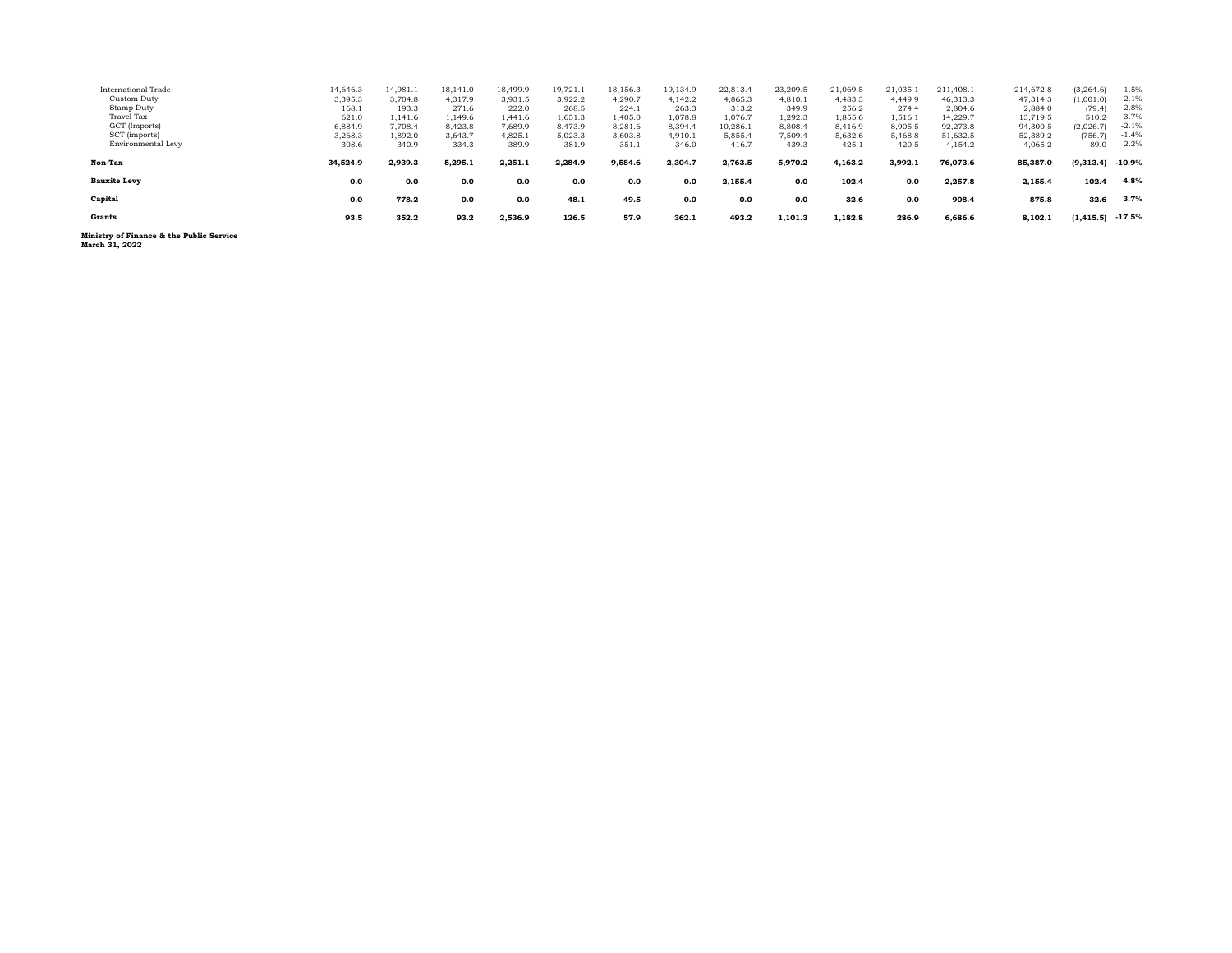| | | | | | | | | | | | | | | | |
|---|---|---|---|---|---|---|---|---|---|---|---|---|---|---|---|
| International Trade | 14,646.3 | 14,981.1 | 18,141.0 | 18,499.9 | 19,721.1 | 18,156.3 | 19,134.9 | 22,813.4 | 23,209.5 | 21,069.5 | 21,035.1 | 211,408.1 | 214,672.8 | (3,264.6) | -1.5% |
| Custom Duty | 3,395.3 | 3,704.8 | 4,317.9 | 3,931.5 | 3,922.2 | 4,290.7 | 4,142.2 | 4,865.3 | 4,810.1 | 4,483.3 | 4,449.9 | 46,313.3 | 47,314.3 | (1,001.0) | -2.1% |
| Stamp Duty | 168.1 | 193.3 | 271.6 | 222.0 | 268.5 | 224.1 | 263.3 | 313.2 | 349.9 | 256.2 | 274.4 | 2,804.6 | 2,884.0 | (79.4) | -2.8% |
| Travel Tax | 621.0 | 1,141.6 | 1,149.6 | 1,441.6 | 1,651.3 | 1,405.0 | 1,078.8 | 1,076.7 | 1,292.3 | 1,855.6 | 1,516.1 | 14,229.7 | 13,719.5 | 510.2 | 3.7% |
| GCT (Imports) | 6,884.9 | 7,708.4 | 8,423.8 | 7,689.9 | 8,473.9 | 8,281.6 | 8,394.4 | 10,286.1 | 8,808.4 | 8,416.9 | 8,905.5 | 92,273.8 | 94,300.5 | (2,026.7) | -2.1% |
| SCT (imports) | 3,268.3 | 1,892.0 | 3,643.7 | 4,825.1 | 5,023.3 | 3,603.8 | 4,910.1 | 5,855.4 | 7,509.4 | 5,632.6 | 5,468.8 | 51,632.5 | 52,389.2 | (756.7) | -1.4% |
| Environmental Levy | 308.6 | 340.9 | 334.3 | 389.9 | 381.9 | 351.1 | 346.0 | 416.7 | 439.3 | 425.1 | 420.5 | 4,154.2 | 4,065.2 | 89.0 | 2.2% |
| **Non-Tax** | **34,524.9** | **2,939.3** | **5,295.1** | **2,251.1** | **2,284.9** | **9,584.6** | **2,304.7** | **2,763.5** | **5,970.2** | **4,163.2** | **3,992.1** | **76,073.6** | **85,387.0** | **(9,313.4)** | **-10.9%** |
| **Bauxite Levy** | **0.0** | **0.0** | **0.0** | **0.0** | **0.0** | **0.0** | **0.0** | **2,155.4** | **0.0** | **102.4** | **0.0** | **2,257.8** | **2,155.4** | **102.4** | **4.8%** |
| **Capital** | **0.0** | **778.2** | **0.0** | **0.0** | **48.1** | **49.5** | **0.0** | **0.0** | **0.0** | **32.6** | **0.0** | **908.4** | **875.8** | **32.6** | **3.7%** |
| **Grants** | **93.5** | **352.2** | **93.2** | **2,536.9** | **126.5** | **57.9** | **362.1** | **493.2** | **1,101.3** | **1,182.8** | **286.9** | **6,686.6** | **8,102.1** | **(1,415.5)** | **-17.5%** |

**Ministry of Finance & the Public Service**
**March 31, 2022**